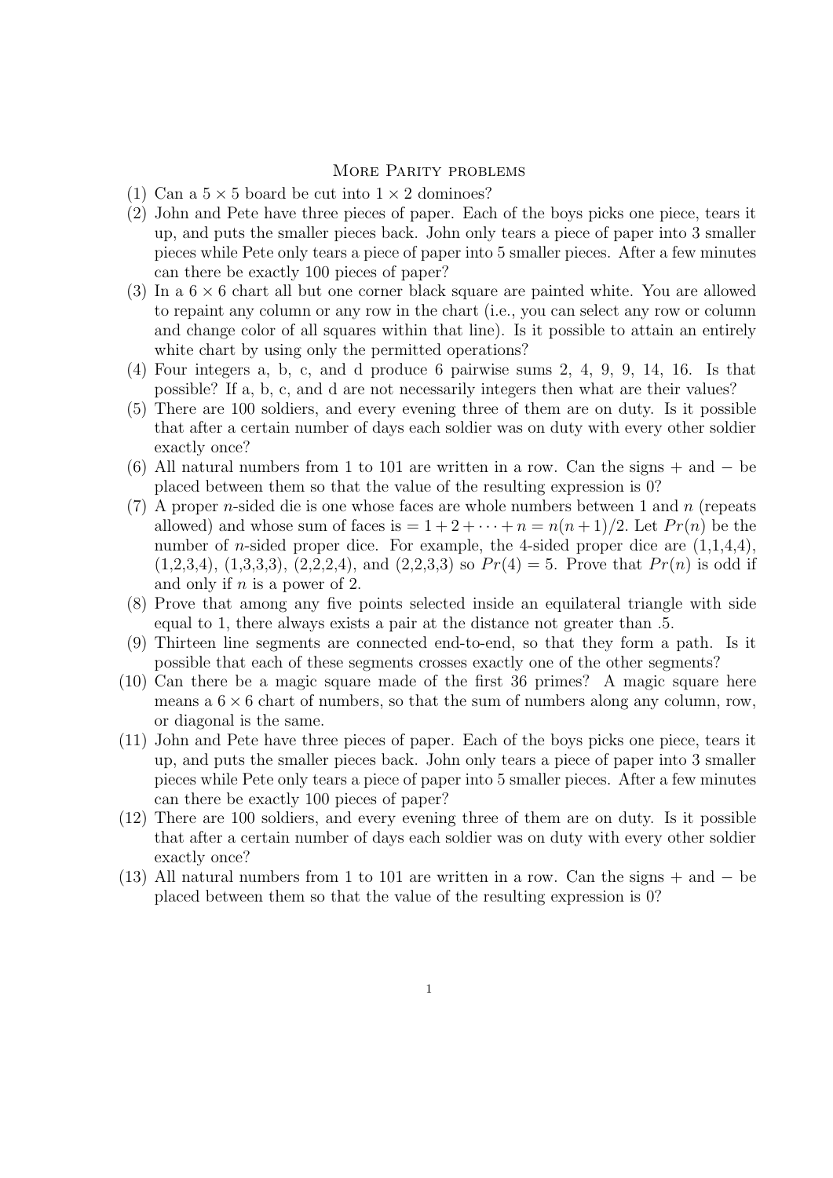# More Parity problems

1. Can a $5 \times 5$ board be cut into $1 \times 2$ dominoes?
2. John and Pete have three pieces of paper. Each of the boys picks one piece, tears it up, and puts the smaller pieces back. John only tears a piece of paper into 3 smaller pieces while Pete only tears a piece of paper into 5 smaller pieces. After a few minutes can there be exactly 100 pieces of paper?
3. In a $6 \times 6$ chart all but one corner black square are painted white. You are allowed to repaint any column or any row in the chart (i.e., you can select any row or column and change color of all squares within that line). Is it possible to attain an entirely white chart by using only the permitted operations?
4. Four integers a, b, c, and d produce 6 pairwise sums 2, 4, 9, 9, 14, 16. Is that possible? If a, b, c, and d are not necessarily integers then what are their values?
5. There are 100 soldiers, and every evening three of them are on duty. Is it possible that after a certain number of days each soldier was on duty with every other soldier exactly once?
6. All natural numbers from 1 to 101 are written in a row. Can the signs $+$ and $-$ be placed between them so that the value of the resulting expression is 0?
7. A proper $n$-sided die is one whose faces are whole numbers between 1 and $n$ (repeats allowed) and whose sum of faces is $= 1 + 2 + \cdots + n = n(n+1)/2$. Let $Pr(n)$ be the number of $n$-sided proper dice. For example, the 4-sided proper dice are (1,1,4,4), (1,2,3,4), (1,3,3,3), (2,2,2,4), and (2,2,3,3) so $Pr(4) = 5$. Prove that $Pr(n)$ is odd if and only if $n$ is a power of 2.
8. Prove that among any five points selected inside an equilateral triangle with side equal to 1, there always exists a pair at the distance not greater than .5.
9. Thirteen line segments are connected end-to-end, so that they form a path. Is it possible that each of these segments crosses exactly one of the other segments?
10. Can there be a magic square made of the first 36 primes? A magic square here means a $6 \times 6$ chart of numbers, so that the sum of numbers along any column, row, or diagonal is the same.
11. John and Pete have three pieces of paper. Each of the boys picks one piece, tears it up, and puts the smaller pieces back. John only tears a piece of paper into 3 smaller pieces while Pete only tears a piece of paper into 5 smaller pieces. After a few minutes can there be exactly 100 pieces of paper?
12. There are 100 soldiers, and every evening three of them are on duty. Is it possible that after a certain number of days each soldier was on duty with every other soldier exactly once?
13. All natural numbers from 1 to 101 are written in a row. Can the signs $+$ and $-$ be placed between them so that the value of the resulting expression is 0?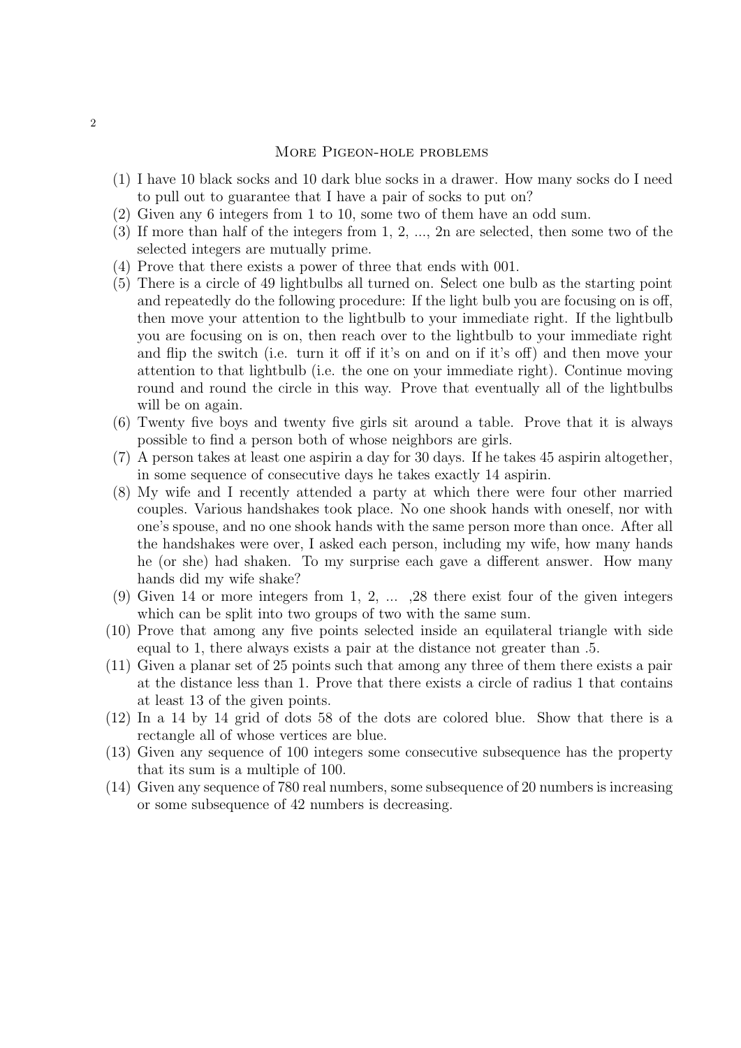## More Pigeon-hole problems

1. I have 10 black socks and 10 dark blue socks in a drawer. How many socks do I need to pull out to guarantee that I have a pair of socks to put on?
2. Given any 6 integers from 1 to 10, some two of them have an odd sum.
3. If more than half of the integers from 1, 2, ..., 2n are selected, then some two of the selected integers are mutually prime.
4. Prove that there exists a power of three that ends with 001.
5. There is a circle of 49 lightbulbs all turned on. Select one bulb as the starting point and repeatedly do the following procedure: If the light bulb you are focusing on is off, then move your attention to the lightbulb to your immediate right. If the lightbulb you are focusing on is on, then reach over to the lightbulb to your immediate right and flip the switch (i.e. turn it off if it's on and on if it's off) and then move your attention to that lightbulb (i.e. the one on your immediate right). Continue moving round and round the circle in this way. Prove that eventually all of the lightbulbs will be on again.
6. Twenty five boys and twenty five girls sit around a table. Prove that it is always possible to find a person both of whose neighbors are girls.
7. A person takes at least one aspirin a day for 30 days. If he takes 45 aspirin altogether, in some sequence of consecutive days he takes exactly 14 aspirin.
8. My wife and I recently attended a party at which there were four other married couples. Various handshakes took place. No one shook hands with oneself, nor with one's spouse, and no one shook hands with the same person more than once. After all the handshakes were over, I asked each person, including my wife, how many hands he (or she) had shaken. To my surprise each gave a different answer. How many hands did my wife shake?
9. Given 14 or more integers from 1, 2, ... ,28 there exist four of the given integers which can be split into two groups of two with the same sum.
10. Prove that among any five points selected inside an equilateral triangle with side equal to 1, there always exists a pair at the distance not greater than .5.
11. Given a planar set of 25 points such that among any three of them there exists a pair at the distance less than 1. Prove that there exists a circle of radius 1 that contains at least 13 of the given points.
12. In a 14 by 14 grid of dots 58 of the dots are colored blue. Show that there is a rectangle all of whose vertices are blue.
13. Given any sequence of 100 integers some consecutive subsequence has the property that its sum is a multiple of 100.
14. Given any sequence of 780 real numbers, some subsequence of 20 numbers is increasing or some subsequence of 42 numbers is decreasing.